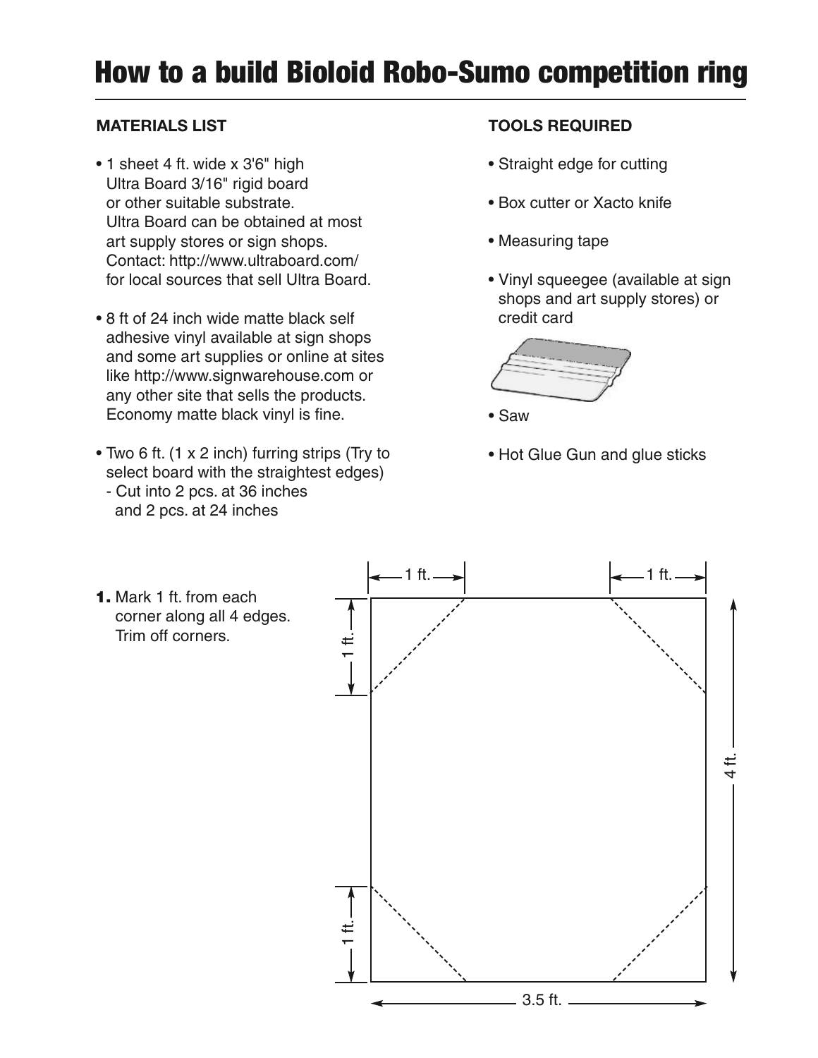# How to a build Bioloid Robo-Sumo competition ring

## MATERIALS LIST

- 1 sheet 4 ft. wide x 3'6" high Ultra Board 3/16" rigid board or other suitable substrate. Ultra Board can be obtained at most art supply stores or sign shops. Contact: http://www.ultraboard.com/ for local sources that sell Ultra Board.
- 8 ft of 24 inch wide matte black self adhesive vinyl available at sign shops and some art supplies or online at sites like http://www.signwarehouse.com or any other site that sells the products. Economy matte black vinyl is fine.
- Two 6 ft. (1 x 2 inch) furring strips (Try to select board with the straightest edges)
  - Cut into 2 pcs. at 36 inches and 2 pcs. at 24 inches

## TOOLS REQUIRED

- Straight edge for cutting
- Box cutter or Xacto knife
- Measuring tape
- Vinyl squeegee (available at sign shops and art supply stores) or credit card
- Saw
- Hot Glue Gun and glue sticks

**1.** Mark 1 ft. from each corner along all 4 edges. Trim off corners.

1 ft. | 1 ft. | 1 ft. | 1 ft. | 4 ft. | 3.5 ft.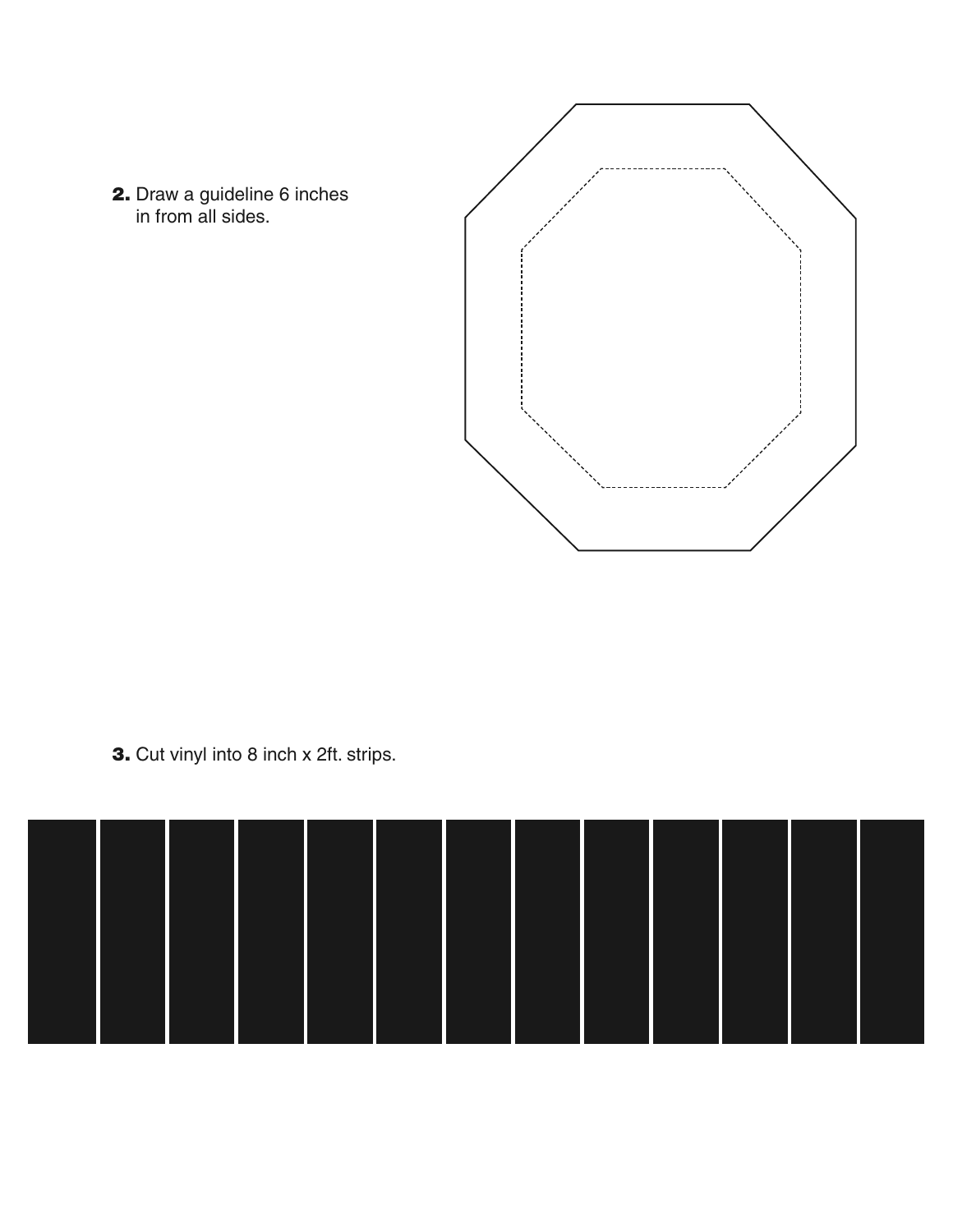**2.** Draw a guideline 6 inches in from all sides.

**3.** Cut vinyl into 8 inch x 2ft. strips.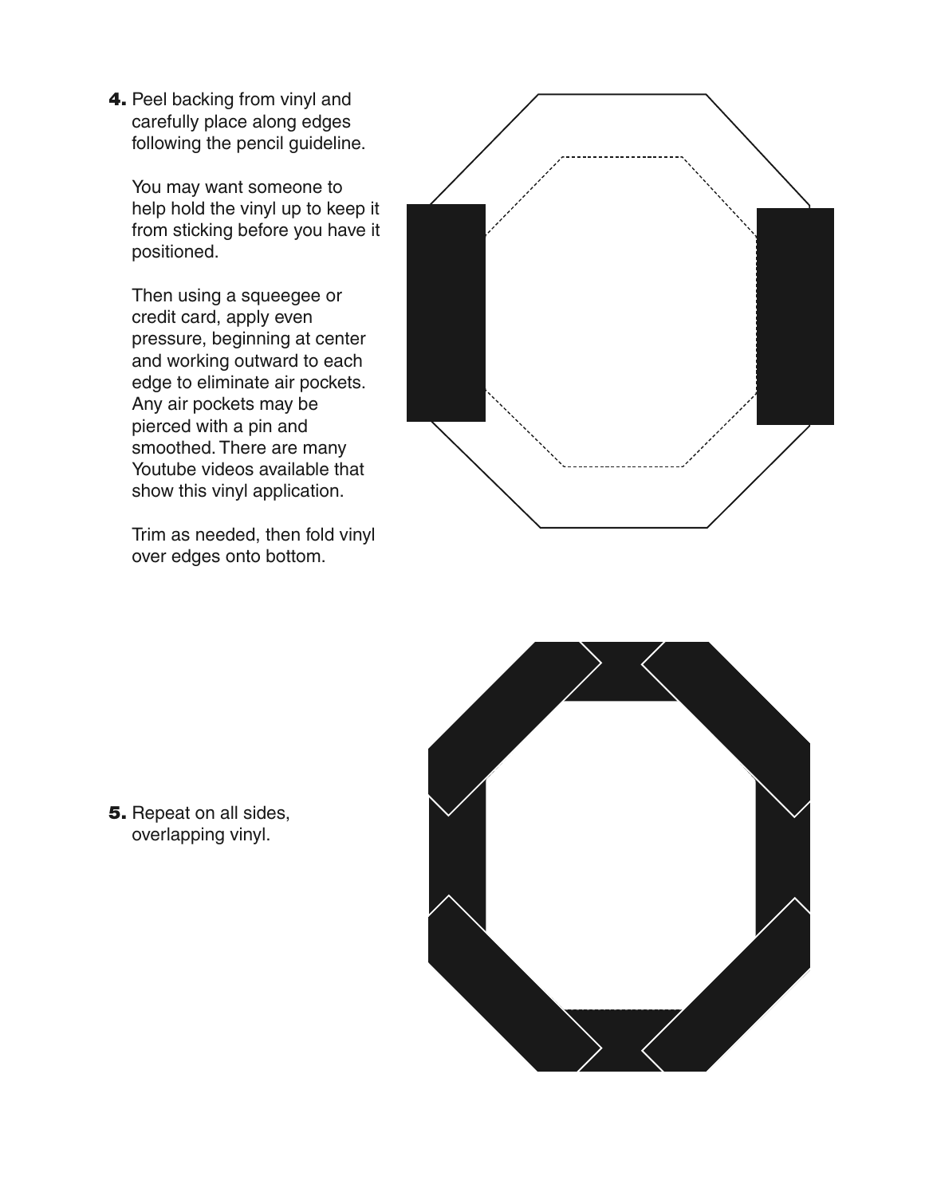**4.** Peel backing from vinyl and carefully place along edges following the pencil guideline.

You may want someone to help hold the vinyl up to keep it from sticking before you have it positioned.

Then using a squeegee or credit card, apply even pressure, beginning at center and working outward to each edge to eliminate air pockets. Any air pockets may be pierced with a pin and smoothed. There are many Youtube videos available that show this vinyl application.

Trim as needed, then fold vinyl over edges onto bottom.

**5.** Repeat on all sides, overlapping vinyl.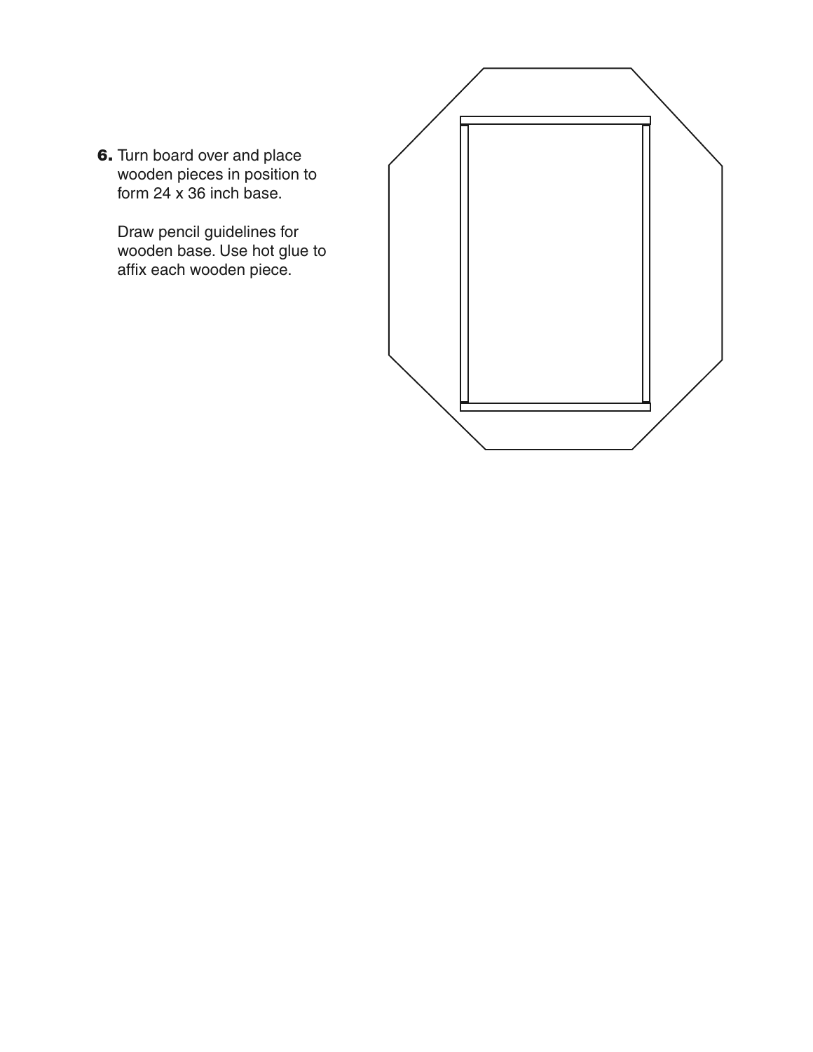6. Turn board over and place wooden pieces in position to form 24 x 36 inch base.

   Draw pencil guidelines for wooden base. Use hot glue to affix each wooden piece.